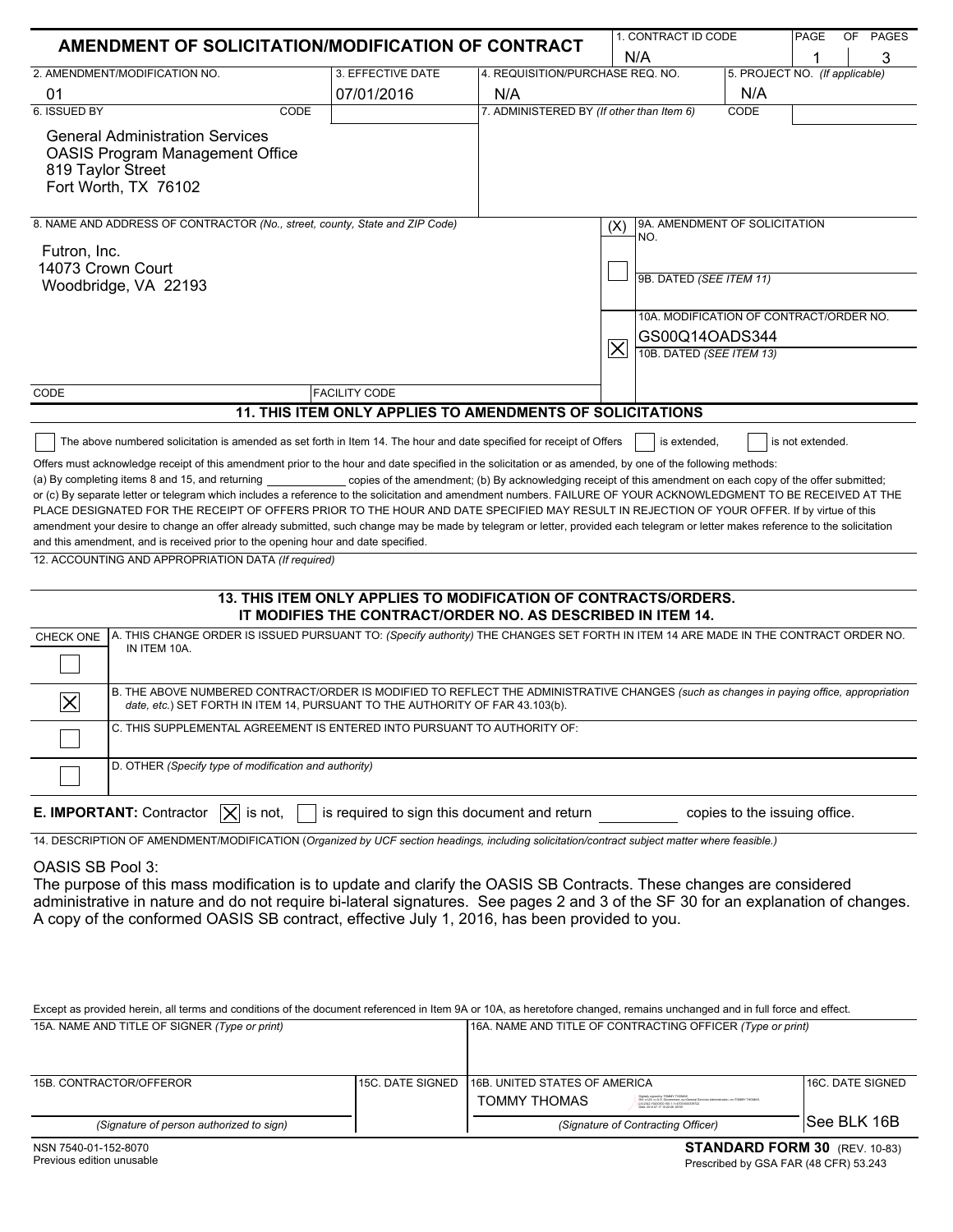# AMENDMENT OF SOLICITATION/MODIFICATION OF CONTRACT

| 1. CONTRACT ID CODE | PAGE | OF PAGES |
|---|---|---|
| N/A | 1 | 3 |

| 2. AMENDMENT/MODIFICATION NO. | 3. EFFECTIVE DATE | 4. REQUISITION/PURCHASE REQ. NO. | 5. PROJECT NO. *(If applicable)* |
|---|---|---|---|
| 01 | 07/01/2016 | N/A | N/A |

| 6. ISSUED BY CODE | 7. ADMINISTERED BY *(If other than Item 6)* CODE |
|---|---|
| General Administration Services<br>OASIS Program Management Office<br>819 Taylor Street<br>Fort Worth, TX 76102 | |

**8. NAME AND ADDRESS OF CONTRACTOR** *(No., street, county, State and ZIP Code)*

Futron, Inc.
14073 Crown Court
Woodbridge, VA 22193

CODE | FACILITY CODE

| (X) | |
|---|---|
| ☐ | 9A. AMENDMENT OF SOLICITATION NO. |
| | 9B. DATED *(SEE ITEM 11)* |
| ☒ | 10A. MODIFICATION OF CONTRACT/ORDER NO. GS00Q14OADS344 |
| | 10B. DATED *(SEE ITEM 13)* |

## 11. THIS ITEM ONLY APPLIES TO AMENDMENTS OF SOLICITATIONS

☐ The above numbered solicitation is amended as set forth in Item 14. The hour and date specified for receipt of Offers ☐ is extended, ☐ is not extended.

Offers must acknowledge receipt of this amendment prior to the hour and date specified in the solicitation or as amended, by one of the following methods: (a) By completing items 8 and 15, and returning ______ copies of the amendment; (b) By acknowledging receipt of this amendment on each copy of the offer submitted; or (c) By separate letter or telegram which includes a reference to the solicitation and amendment numbers. FAILURE OF YOUR ACKNOWLEDGMENT TO BE RECEIVED AT THE PLACE DESIGNATED FOR THE RECEIPT OF OFFERS PRIOR TO THE HOUR AND DATE SPECIFIED MAY RESULT IN REJECTION OF YOUR OFFER. If by virtue of this amendment your desire to change an offer already submitted, such change may be made by telegram or letter, provided each telegram or letter makes reference to the solicitation and this amendment, and is received prior to the opening hour and date specified.

12. ACCOUNTING AND APPROPRIATION DATA *(If required)*

## 13. THIS ITEM ONLY APPLIES TO MODIFICATION OF CONTRACTS/ORDERS. IT MODIFIES THE CONTRACT/ORDER NO. AS DESCRIBED IN ITEM 14.

| CHECK ONE | |
|---|---|
| ☐ | A. THIS CHANGE ORDER IS ISSUED PURSUANT TO: *(Specify authority)* THE CHANGES SET FORTH IN ITEM 14 ARE MADE IN THE CONTRACT ORDER NO. IN ITEM 10A. |
| ☒ | B. THE ABOVE NUMBERED CONTRACT/ORDER IS MODIFIED TO REFLECT THE ADMINISTRATIVE CHANGES *(such as changes in paying office, appropriation date, etc.)* SET FORTH IN ITEM 14, PURSUANT TO THE AUTHORITY OF FAR 43.103(b). |
| ☐ | C. THIS SUPPLEMENTAL AGREEMENT IS ENTERED INTO PURSUANT TO AUTHORITY OF: |
| ☐ | D. OTHER *(Specify type of modification and authority)* |

**E. IMPORTANT:** Contractor ☒ is not, ☐ is required to sign this document and return ______ copies to the issuing office.

14. DESCRIPTION OF AMENDMENT/MODIFICATION (*Organized by UCF section headings, including solicitation/contract subject matter where feasible.)*

OASIS SB Pool 3:
The purpose of this mass modification is to update and clarify the OASIS SB Contracts. These changes are considered administrative in nature and do not require bi-lateral signatures. See pages 2 and 3 of the SF 30 for an explanation of changes. A copy of the conformed OASIS SB contract, effective July 1, 2016, has been provided to you.

Except as provided herein, all terms and conditions of the document referenced in Item 9A or 10A, as heretofore changed, remains unchanged and in full force and effect.

| 15A. NAME AND TITLE OF SIGNER *(Type or print)* | | 16A. NAME AND TITLE OF CONTRACTING OFFICER *(Type or print)* | |
|---|---|---|---|
| 15B. CONTRACTOR/OFFEROR | 15C. DATE SIGNED | 16B. UNITED STATES OF AMERICA<br>TOMMY THOMAS | 16C. DATE SIGNED |
| *(Signature of person authorized to sign)* | | *(Signature of Contracting Officer)* | See BLK 16B |

NSN 7540-01-152-8070
Previous edition unusable

**STANDARD FORM 30** (REV. 10-83)
Prescribed by GSA FAR (48 CFR) 53.243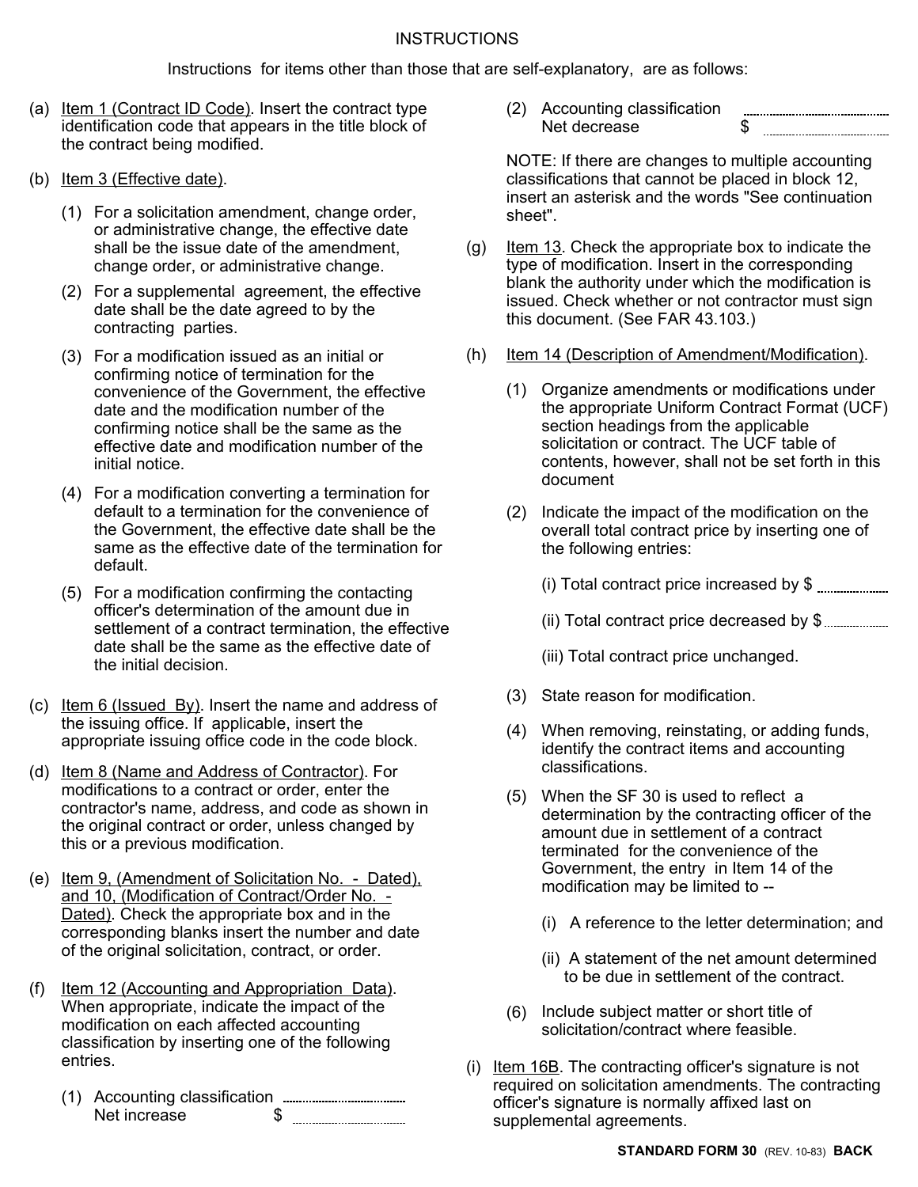# INSTRUCTIONS

Instructions for items other than those that are self-explanatory, are as follows:

(a) Item 1 (Contract ID Code). Insert the contract type identification code that appears in the title block of the contract being modified.

(b) Item 3 (Effective date).

  (1) For a solicitation amendment, change order, or administrative change, the effective date shall be the issue date of the amendment, change order, or administrative change.

  (2) For a supplemental agreement, the effective date shall be the date agreed to by the contracting parties.

  (3) For a modification issued as an initial or confirming notice of termination for the convenience of the Government, the effective date and the modification number of the confirming notice shall be the same as the effective date and modification number of the initial notice.

  (4) For a modification converting a termination for default to a termination for the convenience of the Government, the effective date shall be the same as the effective date of the termination for default.

  (5) For a modification confirming the contacting officer's determination of the amount due in settlement of a contract termination, the effective date shall be the same as the effective date of the initial decision.

(c) Item 6 (Issued By). Insert the name and address of the issuing office. If applicable, insert the appropriate issuing office code in the code block.

(d) Item 8 (Name and Address of Contractor). For modifications to a contract or order, enter the contractor's name, address, and code as shown in the original contract or order, unless changed by this or a previous modification.

(e) Item 9, (Amendment of Solicitation No. - Dated), and 10, (Modification of Contract/Order No. - Dated). Check the appropriate box and in the corresponding blanks insert the number and date of the original solicitation, contract, or order.

(f) Item 12 (Accounting and Appropriation Data). When appropriate, indicate the impact of the modification on each affected accounting classification by inserting one of the following entries.

  (1) Accounting classification ..........
  Net increase $ ..........

  (2) Accounting classification ..........
  Net decrease $ ..........

  NOTE: If there are changes to multiple accounting classifications that cannot be placed in block 12, insert an asterisk and the words "See continuation sheet".

(g) Item 13. Check the appropriate box to indicate the type of modification. Insert in the corresponding blank the authority under which the modification is issued. Check whether or not contractor must sign this document. (See FAR 43.103.)

(h) Item 14 (Description of Amendment/Modification).

  (1) Organize amendments or modifications under the appropriate Uniform Contract Format (UCF) section headings from the applicable solicitation or contract. The UCF table of contents, however, shall not be set forth in this document

  (2) Indicate the impact of the modification on the overall total contract price by inserting one of the following entries:

    (i) Total contract price increased by $ ..........

    (ii) Total contract price decreased by $ ..........

    (iii) Total contract price unchanged.

  (3) State reason for modification.

  (4) When removing, reinstating, or adding funds, identify the contract items and accounting classifications.

  (5) When the SF 30 is used to reflect a determination by the contracting officer of the amount due in settlement of a contract terminated for the convenience of the Government, the entry in Item 14 of the modification may be limited to --

    (i) A reference to the letter determination; and

    (ii) A statement of the net amount determined to be due in settlement of the contract.

  (6) Include subject matter or short title of solicitation/contract where feasible.

(i) Item 16B. The contracting officer's signature is not required on solicitation amendments. The contracting officer's signature is normally affixed last on supplemental agreements.

**STANDARD FORM 30** (REV. 10-83) **BACK**